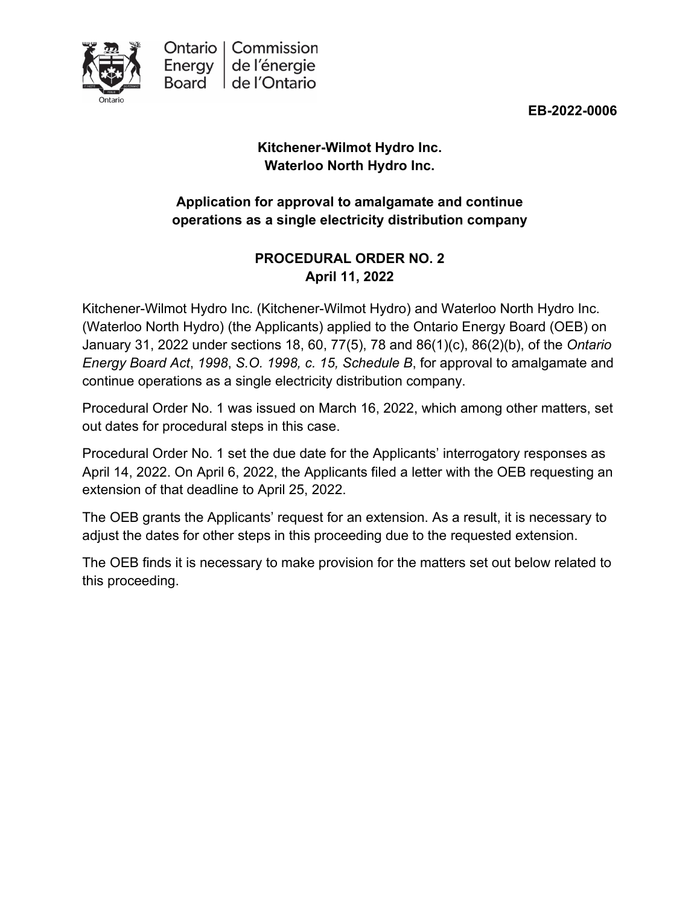Ontario Energy Board | Commission de l'énergie de l'Ontario

**EB-2022-0006**

**Kitchener-Wilmot Hydro Inc.**
**Waterloo North Hydro Inc.**

**Application for approval to amalgamate and continue operations as a single electricity distribution company**

**PROCEDURAL ORDER NO. 2**
**April 11, 2022**

Kitchener-Wilmot Hydro Inc. (Kitchener-Wilmot Hydro) and Waterloo North Hydro Inc. (Waterloo North Hydro) (the Applicants) applied to the Ontario Energy Board (OEB) on January 31, 2022 under sections 18, 60, 77(5), 78 and 86(1)(c), 86(2)(b), of the *Ontario Energy Board Act*, *1998*, *S.O. 1998, c. 15, Schedule B*, for approval to amalgamate and continue operations as a single electricity distribution company.

Procedural Order No. 1 was issued on March 16, 2022, which among other matters, set out dates for procedural steps in this case.

Procedural Order No. 1 set the due date for the Applicants' interrogatory responses as April 14, 2022. On April 6, 2022, the Applicants filed a letter with the OEB requesting an extension of that deadline to April 25, 2022.

The OEB grants the Applicants' request for an extension. As a result, it is necessary to adjust the dates for other steps in this proceeding due to the requested extension.

The OEB finds it is necessary to make provision for the matters set out below related to this proceeding.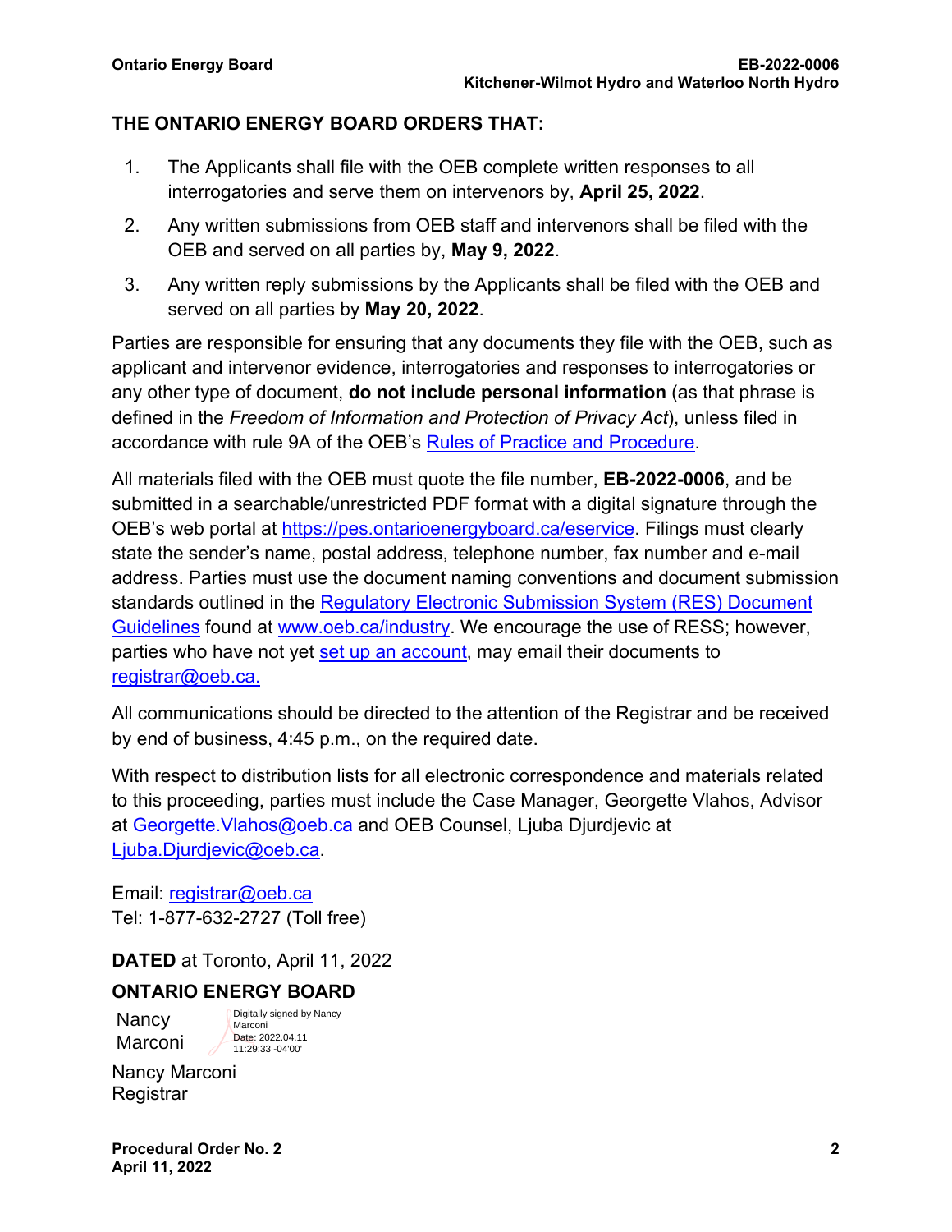**THE ONTARIO ENERGY BOARD ORDERS THAT:**

1. The Applicants shall file with the OEB complete written responses to all interrogatories and serve them on intervenors by, **April 25, 2022**.
2. Any written submissions from OEB staff and intervenors shall be filed with the OEB and served on all parties by, **May 9, 2022**.
3. Any written reply submissions by the Applicants shall be filed with the OEB and served on all parties by **May 20, 2022**.

Parties are responsible for ensuring that any documents they file with the OEB, such as applicant and intervenor evidence, interrogatories and responses to interrogatories or any other type of document, **do not include personal information** (as that phrase is defined in the *Freedom of Information and Protection of Privacy Act*), unless filed in accordance with rule 9A of the OEB's Rules of Practice and Procedure.

All materials filed with the OEB must quote the file number, **EB-2022-0006**, and be submitted in a searchable/unrestricted PDF format with a digital signature through the OEB's web portal at https://pes.ontarioenergyboard.ca/eservice. Filings must clearly state the sender's name, postal address, telephone number, fax number and e-mail address. Parties must use the document naming conventions and document submission standards outlined in the Regulatory Electronic Submission System (RES) Document Guidelines found at www.oeb.ca/industry. We encourage the use of RESS; however, parties who have not yet set up an account, may email their documents to registrar@oeb.ca.

All communications should be directed to the attention of the Registrar and be received by end of business, 4:45 p.m., on the required date.

With respect to distribution lists for all electronic correspondence and materials related to this proceeding, parties must include the Case Manager, Georgette Vlahos, Advisor at Georgette.Vlahos@oeb.ca and OEB Counsel, Ljuba Djurdjevic at Ljuba.Djurdjevic@oeb.ca.

Email: registrar@oeb.ca
Tel: 1-877-632-2727 (Toll free)

**DATED** at Toronto, April 11, 2022

**ONTARIO ENERGY BOARD**

Nancy Marconi
Digitally signed by Nancy Marconi
Date: 2022.04.11 11:29:33 -04'00'

Nancy Marconi
Registrar